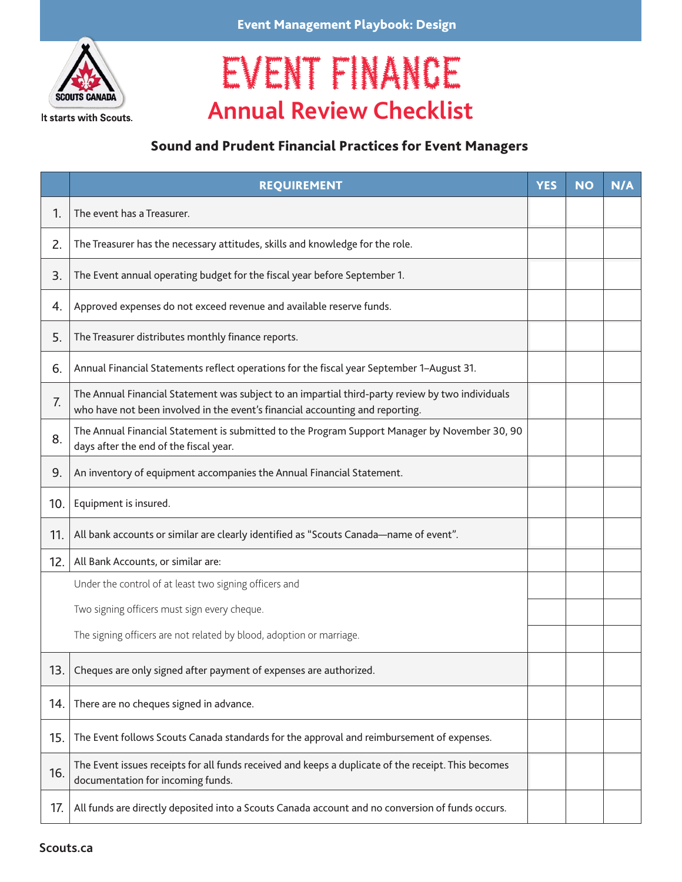Event Management Playbook: Design

Scouts Canada

It starts with Scouts.

# EVENT FINANCE

## Annual Review Checklist

### Sound and Prudent Financial Practices for Event Managers

| | REQUIREMENT | YES | NO | N/A |
|---|---|---|---|---|
| 1. | The event has a Treasurer. | | | |
| 2. | The Treasurer has the necessary attitudes, skills and knowledge for the role. | | | |
| 3. | The Event annual operating budget for the fiscal year before September 1. | | | |
| 4. | Approved expenses do not exceed revenue and available reserve funds. | | | |
| 5. | The Treasurer distributes monthly finance reports. | | | |
| 6. | Annual Financial Statements reflect operations for the fiscal year September 1–August 31. | | | |
| 7. | The Annual Financial Statement was subject to an impartial third-party review by two individuals who have not been involved in the event's financial accounting and reporting. | | | |
| 8. | The Annual Financial Statement is submitted to the Program Support Manager by November 30, 90 days after the end of the fiscal year. | | | |
| 9. | An inventory of equipment accompanies the Annual Financial Statement. | | | |
| 10. | Equipment is insured. | | | |
| 11. | All bank accounts or similar are clearly identified as "Scouts Canada—name of event". | | | |
| 12. | All Bank Accounts, or similar are: | | | |
| | Under the control of at least two signing officers and | | | |
| | Two signing officers must sign every cheque. | | | |
| | The signing officers are not related by blood, adoption or marriage. | | | |
| 13. | Cheques are only signed after payment of expenses are authorized. | | | |
| 14. | There are no cheques signed in advance. | | | |
| 15. | The Event follows Scouts Canada standards for the approval and reimbursement of expenses. | | | |
| 16. | The Event issues receipts for all funds received and keeps a duplicate of the receipt. This becomes documentation for incoming funds. | | | |
| 17. | All funds are directly deposited into a Scouts Canada account and no conversion of funds occurs. | | | |

Scouts.ca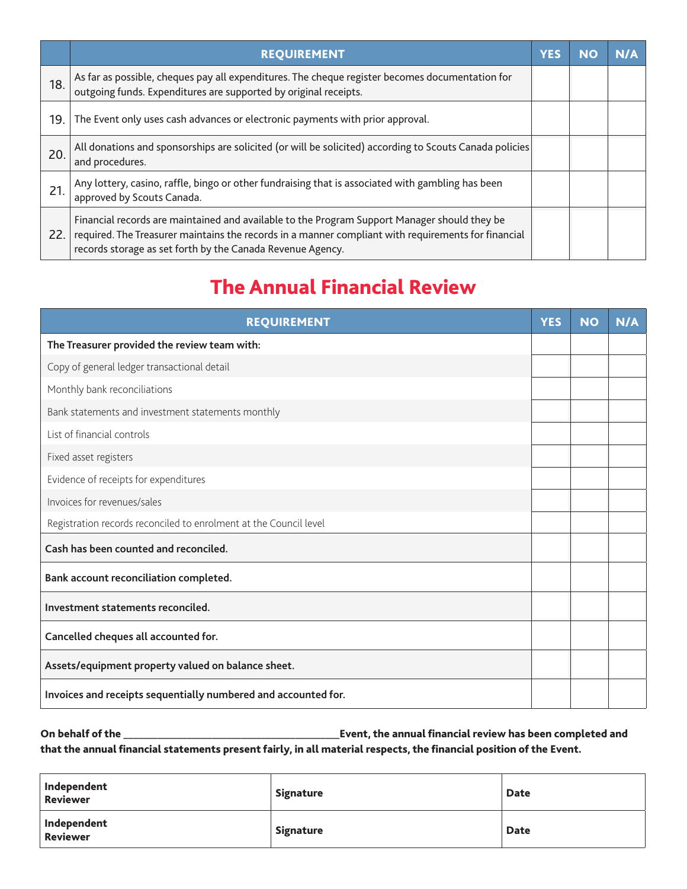| | REQUIREMENT | YES | NO | N/A |
|---|---|---|---|---|
| 18. | As far as possible, cheques pay all expenditures. The cheque register becomes documentation for outgoing funds. Expenditures are supported by original receipts. | | | |
| 19. | The Event only uses cash advances or electronic payments with prior approval. | | | |
| 20. | All donations and sponsorships are solicited (or will be solicited) according to Scouts Canada policies and procedures. | | | |
| 21. | Any lottery, casino, raffle, bingo or other fundraising that is associated with gambling has been approved by Scouts Canada. | | | |
| 22. | Financial records are maintained and available to the Program Support Manager should they be required. The Treasurer maintains the records in a manner compliant with requirements for financial records storage as set forth by the Canada Revenue Agency. | | | |

## The Annual Financial Review

| REQUIREMENT | YES | NO | N/A |
|---|---|---|---|
| **The Treasurer provided the review team with:** | | | |
| Copy of general ledger transactional detail | | | |
| Monthly bank reconciliations | | | |
| Bank statements and investment statements monthly | | | |
| List of financial controls | | | |
| Fixed asset registers | | | |
| Evidence of receipts for expenditures | | | |
| Invoices for revenues/sales | | | |
| Registration records reconciled to enrolment at the Council level | | | |
| **Cash has been counted and reconciled.** | | | |
| **Bank account reconciliation completed.** | | | |
| **Investment statements reconciled.** | | | |
| **Cancelled cheques all accounted for.** | | | |
| **Assets/equipment property valued on balance sheet.** | | | |
| **Invoices and receipts sequentially numbered and accounted for.** | | | |

**On behalf of the ________________________________________Event, the annual financial review has been completed and that the annual financial statements present fairly, in all material respects, the financial position of the Event.**

| | | |
|---|---|---|
| **Independent Reviewer** | **Signature** | **Date** |
| **Independent Reviewer** | **Signature** | **Date** |